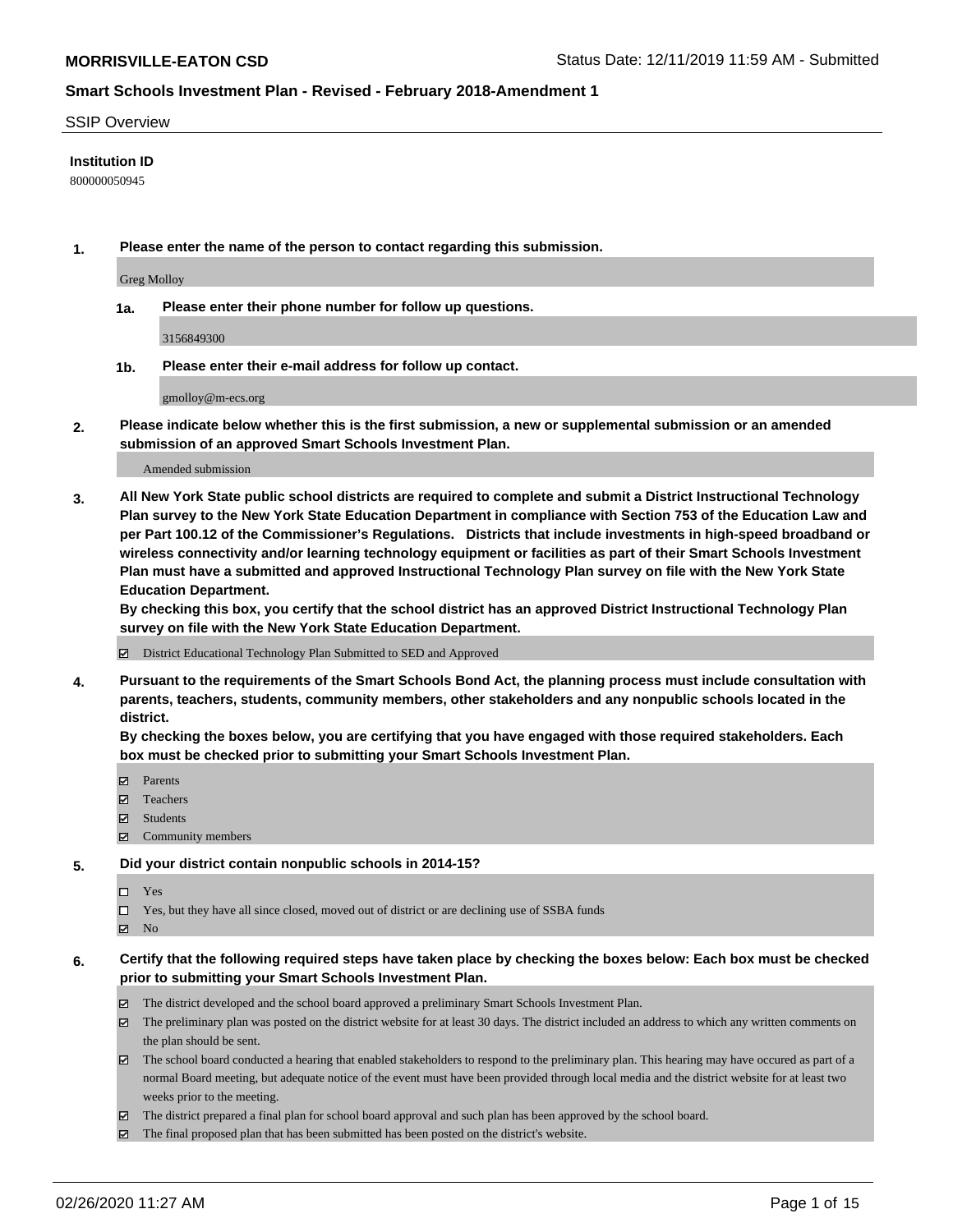**MORRISVILLE-EATON CSD**

Status Date: 12/11/2019 11:59 AM - Submitted

**Smart Schools Investment Plan - Revised - February 2018-Amendment 1**

SSIP Overview

**Institution ID**

800000050945

**1. Please enter the name of the person to contact regarding this submission.**

Greg Molloy

**1a. Please enter their phone number for follow up questions.**

3156849300

**1b. Please enter their e-mail address for follow up contact.**

gmolloy@m-ecs.org

**2. Please indicate below whether this is the first submission, a new or supplemental submission or an amended submission of an approved Smart Schools Investment Plan.**

Amended submission

**3. All New York State public school districts are required to complete and submit a District Instructional Technology Plan survey to the New York State Education Department in compliance with Section 753 of the Education Law and per Part 100.12 of the Commissioner's Regulations. Districts that include investments in high-speed broadband or wireless connectivity and/or learning technology equipment or facilities as part of their Smart Schools Investment Plan must have a submitted and approved Instructional Technology Plan survey on file with the New York State Education Department.**
**By checking this box, you certify that the school district has an approved District Instructional Technology Plan survey on file with the New York State Education Department.**

- [x] District Educational Technology Plan Submitted to SED and Approved

**4. Pursuant to the requirements of the Smart Schools Bond Act, the planning process must include consultation with parents, teachers, students, community members, other stakeholders and any nonpublic schools located in the district.**
**By checking the boxes below, you are certifying that you have engaged with those required stakeholders. Each box must be checked prior to submitting your Smart Schools Investment Plan.**

- [x] Parents
- [x] Teachers
- [x] Students
- [x] Community members

**5. Did your district contain nonpublic schools in 2014-15?**

- [ ] Yes
- [ ] Yes, but they have all since closed, moved out of district or are declining use of SSBA funds
- [x] No

**6. Certify that the following required steps have taken place by checking the boxes below: Each box must be checked prior to submitting your Smart Schools Investment Plan.**

- [x] The district developed and the school board approved a preliminary Smart Schools Investment Plan.
- [x] The preliminary plan was posted on the district website for at least 30 days. The district included an address to which any written comments on the plan should be sent.
- [x] The school board conducted a hearing that enabled stakeholders to respond to the preliminary plan. This hearing may have occured as part of a normal Board meeting, but adequate notice of the event must have been provided through local media and the district website for at least two weeks prior to the meeting.
- [x] The district prepared a final plan for school board approval and such plan has been approved by the school board.
- [x] The final proposed plan that has been submitted has been posted on the district's website.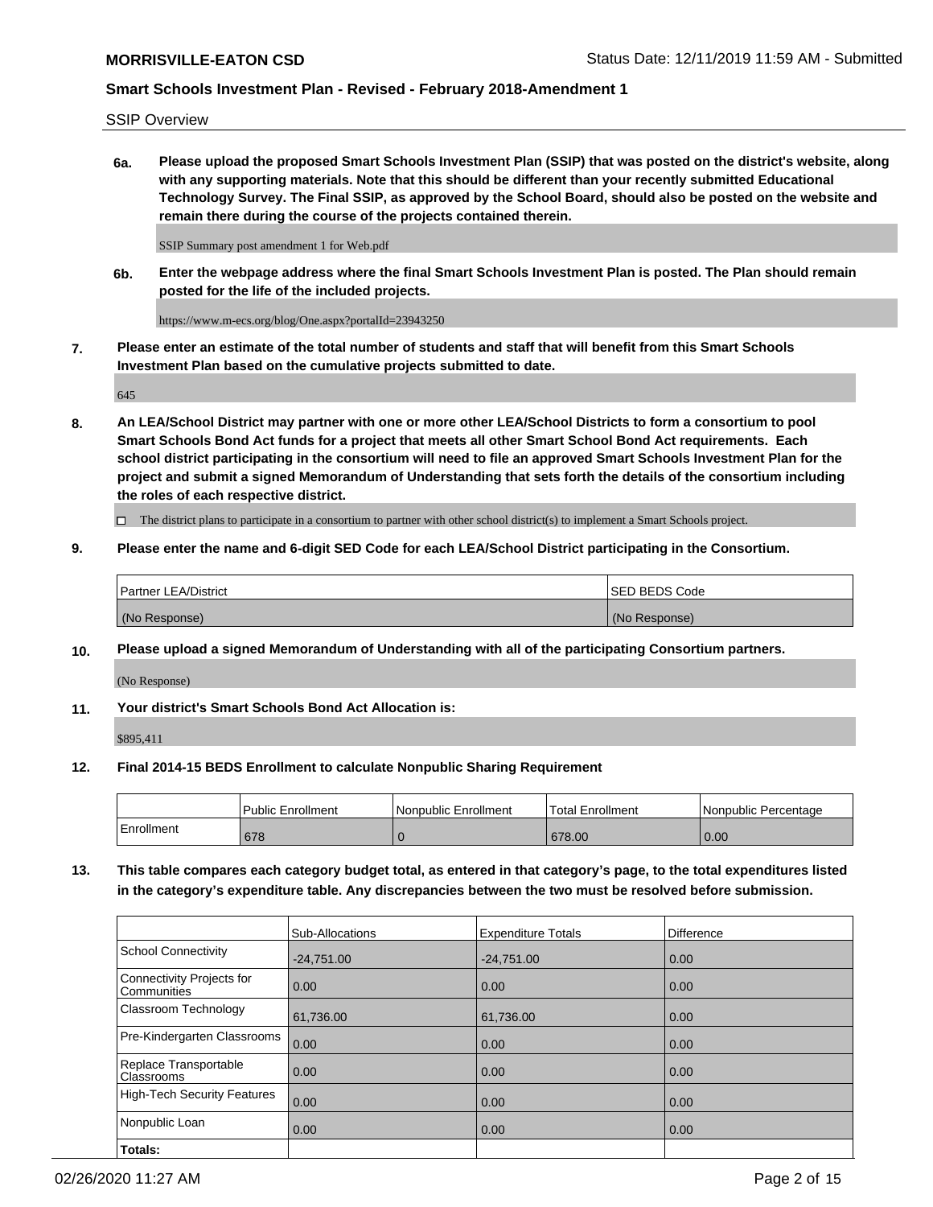SSIP Overview

**6a. Please upload the proposed Smart Schools Investment Plan (SSIP) that was posted on the district's website, along with any supporting materials. Note that this should be different than your recently submitted Educational Technology Survey. The Final SSIP, as approved by the School Board, should also be posted on the website and remain there during the course of the projects contained therein.**

SSIP Summary post amendment 1 for Web.pdf

**6b. Enter the webpage address where the final Smart Schools Investment Plan is posted. The Plan should remain posted for the life of the included projects.**

https://www.m-ecs.org/blog/One.aspx?portalId=23943250

**7. Please enter an estimate of the total number of students and staff that will benefit from this Smart Schools Investment Plan based on the cumulative projects submitted to date.**

645

**8. An LEA/School District may partner with one or more other LEA/School Districts to form a consortium to pool Smart Schools Bond Act funds for a project that meets all other Smart School Bond Act requirements. Each school district participating in the consortium will need to file an approved Smart Schools Investment Plan for the project and submit a signed Memorandum of Understanding that sets forth the details of the consortium including the roles of each respective district.**

☐ The district plans to participate in a consortium to partner with other school district(s) to implement a Smart Schools project.

**9. Please enter the name and 6-digit SED Code for each LEA/School District participating in the Consortium.**

| Partner LEA/District | SED BEDS Code |
|---|---|
| (No Response) | (No Response) |

**10. Please upload a signed Memorandum of Understanding with all of the participating Consortium partners.**

(No Response)

**11. Your district's Smart Schools Bond Act Allocation is:**

$895,411

**12. Final 2014-15 BEDS Enrollment to calculate Nonpublic Sharing Requirement**

| | Public Enrollment | Nonpublic Enrollment | Total Enrollment | Nonpublic Percentage |
|---|---|---|---|---|
| Enrollment | 678 | 0 | 678.00 | 0.00 |

**13. This table compares each category budget total, as entered in that category's page, to the total expenditures listed in the category's expenditure table. Any discrepancies between the two must be resolved before submission.**

| | Sub-Allocations | Expenditure Totals | Difference |
|---|---|---|---|
| School Connectivity | -24,751.00 | -24,751.00 | 0.00 |
| Connectivity Projects for Communities | 0.00 | 0.00 | 0.00 |
| Classroom Technology | 61,736.00 | 61,736.00 | 0.00 |
| Pre-Kindergarten Classrooms | 0.00 | 0.00 | 0.00 |
| Replace Transportable Classrooms | 0.00 | 0.00 | 0.00 |
| High-Tech Security Features | 0.00 | 0.00 | 0.00 |
| Nonpublic Loan | 0.00 | 0.00 | 0.00 |
| **Totals:** | | | |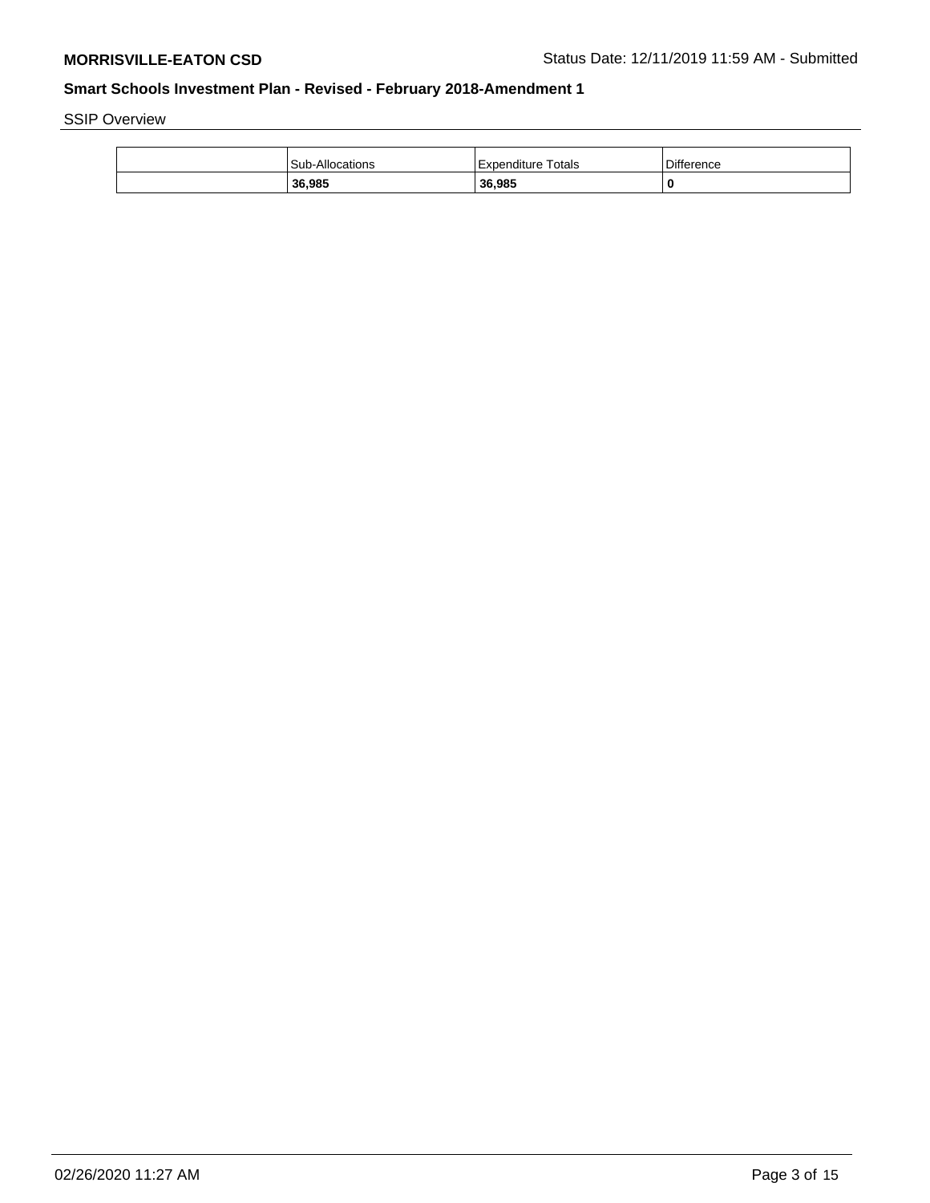**MORRISVILLE-EATON CSD** Status Date: 12/11/2019 11:59 AM - Submitted

**Smart Schools Investment Plan - Revised - February 2018-Amendment 1**

SSIP Overview

| | Sub-Allocations | Expenditure Totals | Difference |
|---|---|---|---|
| | **36,985** | **36,985** | **0** |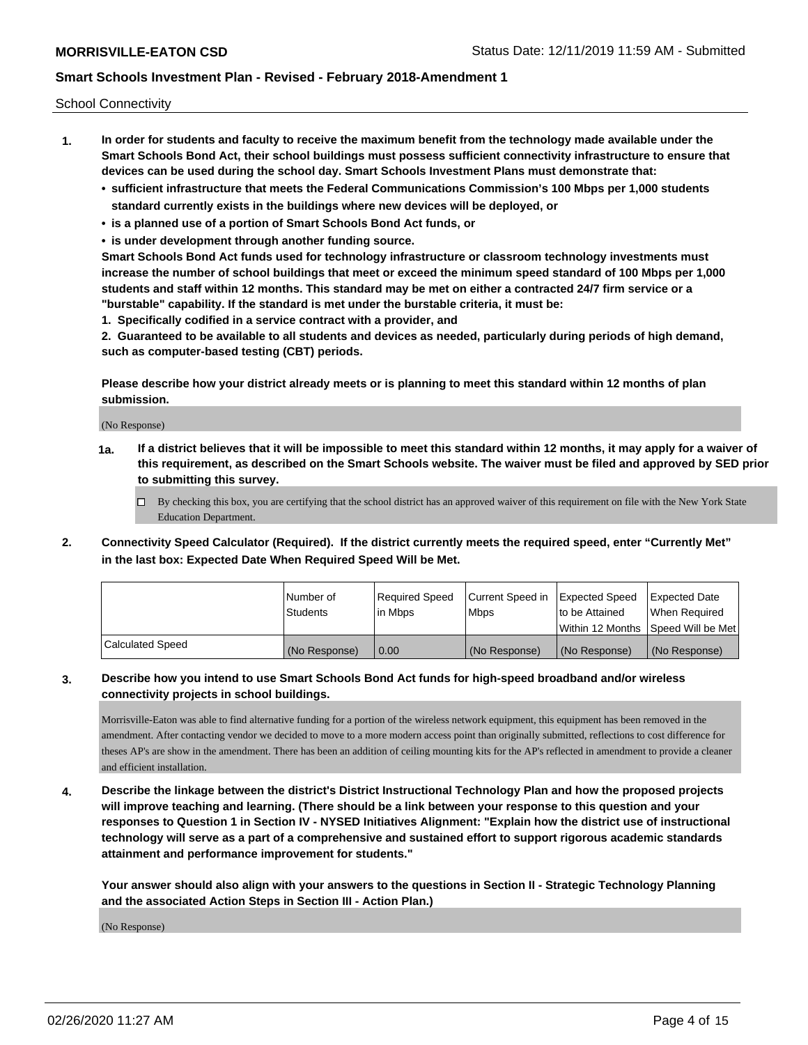School Connectivity

1. **In order for students and faculty to receive the maximum benefit from the technology made available under the Smart Schools Bond Act, their school buildings must possess sufficient connectivity infrastructure to ensure that devices can be used during the school day. Smart Schools Investment Plans must demonstrate that:**
   - **sufficient infrastructure that meets the Federal Communications Commission's 100 Mbps per 1,000 students standard currently exists in the buildings where new devices will be deployed, or**
   - **is a planned use of a portion of Smart Schools Bond Act funds, or**
   - **is under development through another funding source.**

   **Smart Schools Bond Act funds used for technology infrastructure or classroom technology investments must increase the number of school buildings that meet or exceed the minimum speed standard of 100 Mbps per 1,000 students and staff within 12 months. This standard may be met on either a contracted 24/7 firm service or a "burstable" capability. If the standard is met under the burstable criteria, it must be:**

   **1. Specifically codified in a service contract with a provider, and**

   **2. Guaranteed to be available to all students and devices as needed, particularly during periods of high demand, such as computer-based testing (CBT) periods.**

   **Please describe how your district already meets or is planning to meet this standard within 12 months of plan submission.**

   (No Response)

   **1a. If a district believes that it will be impossible to meet this standard within 12 months, it may apply for a waiver of this requirement, as described on the Smart Schools website. The waiver must be filed and approved by SED prior to submitting this survey.**

   ☐ By checking this box, you are certifying that the school district has an approved waiver of this requirement on file with the New York State Education Department.

2. **Connectivity Speed Calculator (Required). If the district currently meets the required speed, enter "Currently Met" in the last box: Expected Date When Required Speed Will be Met.**

| | Number of Students | Required Speed in Mbps | Current Speed in Mbps | Expected Speed to be Attained Within 12 Months | Expected Date When Required Speed Will be Met |
|---|---|---|---|---|---|
| Calculated Speed | (No Response) | 0.00 | (No Response) | (No Response) | (No Response) |

3. **Describe how you intend to use Smart Schools Bond Act funds for high-speed broadband and/or wireless connectivity projects in school buildings.**

   Morrisville-Eaton was able to find alternative funding for a portion of the wireless network equipment, this equipment has been removed in the amendment. After contacting vendor we decided to move to a more modern access point than originally submitted, reflections to cost difference for theses AP's are show in the amendment. There has been an addition of ceiling mounting kits for the AP's reflected in amendment to provide a cleaner and efficient installation.

4. **Describe the linkage between the district's District Instructional Technology Plan and how the proposed projects will improve teaching and learning. (There should be a link between your response to this question and your responses to Question 1 in Section IV - NYSED Initiatives Alignment: "Explain how the district use of instructional technology will serve as a part of a comprehensive and sustained effort to support rigorous academic standards attainment and performance improvement for students."**

   **Your answer should also align with your answers to the questions in Section II - Strategic Technology Planning and the associated Action Steps in Section III - Action Plan.)**

   (No Response)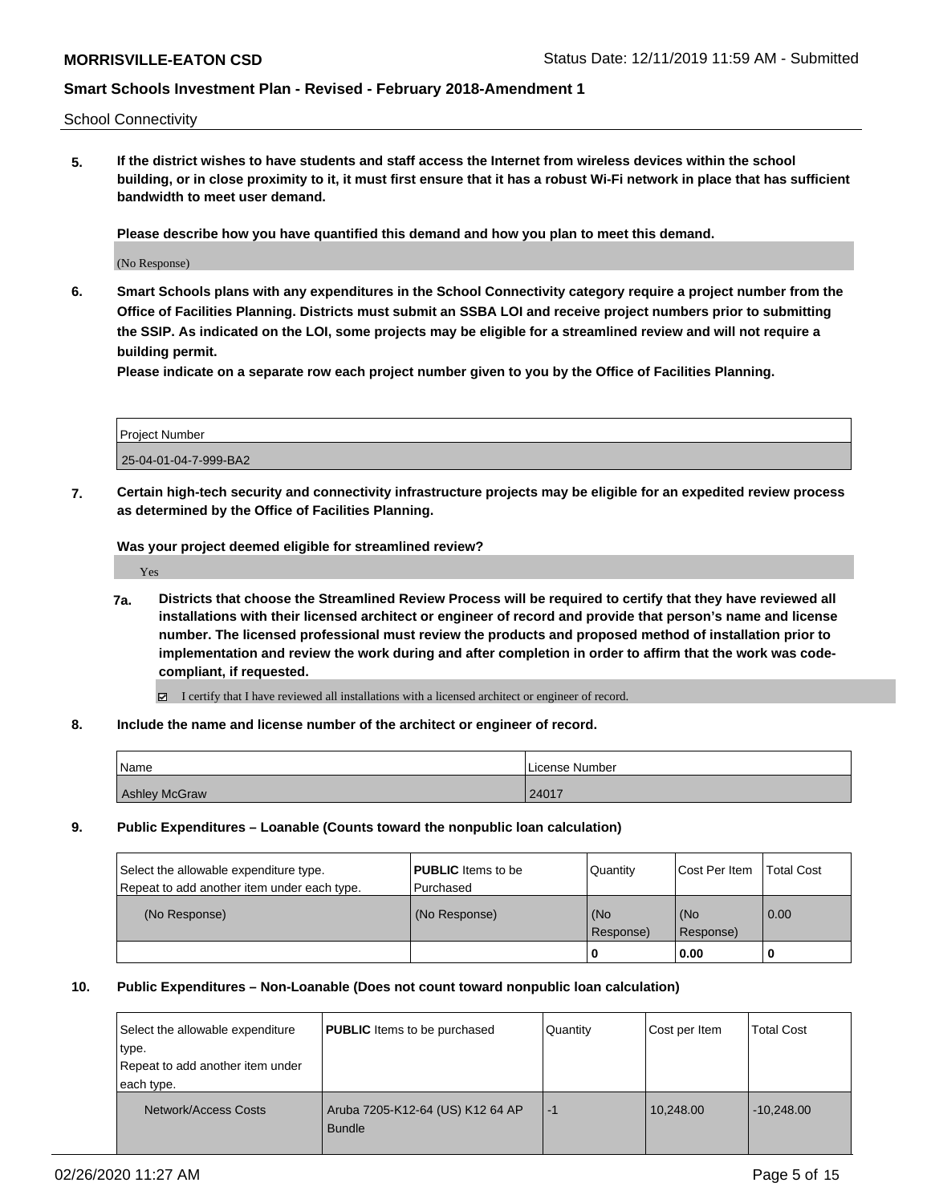School Connectivity

**5. If the district wishes to have students and staff access the Internet from wireless devices within the school building, or in close proximity to it, it must first ensure that it has a robust Wi-Fi network in place that has sufficient bandwidth to meet user demand.**

**Please describe how you have quantified this demand and how you plan to meet this demand.**

(No Response)

**6. Smart Schools plans with any expenditures in the School Connectivity category require a project number from the Office of Facilities Planning. Districts must submit an SSBA LOI and receive project numbers prior to submitting the SSIP. As indicated on the LOI, some projects may be eligible for a streamlined review and will not require a building permit.**

**Please indicate on a separate row each project number given to you by the Office of Facilities Planning.**

| Project Number |
|---|
| 25-04-01-04-7-999-BA2 |

**7. Certain high-tech security and connectivity infrastructure projects may be eligible for an expedited review process as determined by the Office of Facilities Planning.**

**Was your project deemed eligible for streamlined review?**

Yes

**7a. Districts that choose the Streamlined Review Process will be required to certify that they have reviewed all installations with their licensed architect or engineer of record and provide that person's name and license number. The licensed professional must review the products and proposed method of installation prior to implementation and review the work during and after completion in order to affirm that the work was code-compliant, if requested.**

☑ I certify that I have reviewed all installations with a licensed architect or engineer of record.

**8. Include the name and license number of the architect or engineer of record.**

| Name | License Number |
|---|---|
| Ashley McGraw | 24017 |

**9. Public Expenditures – Loanable (Counts toward the nonpublic loan calculation)**

| Select the allowable expenditure type. Repeat to add another item under each type. | **PUBLIC** Items to be Purchased | Quantity | Cost Per Item | Total Cost |
|---|---|---|---|---|
| (No Response) | (No Response) | (No Response) | (No Response) | 0.00 |
| | | **0** | **0.00** | **0** |

**10. Public Expenditures – Non-Loanable (Does not count toward nonpublic loan calculation)**

| Select the allowable expenditure type. Repeat to add another item under each type. | **PUBLIC** Items to be purchased | Quantity | Cost per Item | Total Cost |
|---|---|---|---|---|
| Network/Access Costs | Aruba 7205-K12-64 (US) K12 64 AP Bundle | -1 | 10,248.00 | -10,248.00 |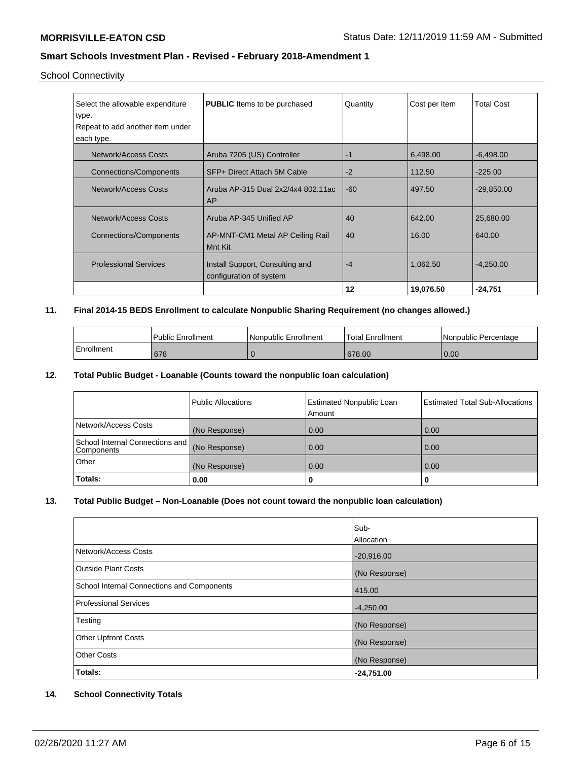School Connectivity

| Select the allowable expenditure type.<br>Repeat to add another item under each type. | **PUBLIC** Items to be purchased | Quantity | Cost per Item | Total Cost |
|---|---|---|---|---|
| Network/Access Costs | Aruba 7205 (US) Controller | -1 | 6,498.00 | -6,498.00 |
| Connections/Components | SFP+ Direct Attach 5M Cable | -2 | 112.50 | -225.00 |
| Network/Access Costs | Aruba AP-315 Dual 2x2/4x4 802.11ac AP | -60 | 497.50 | -29,850.00 |
| Network/Access Costs | Aruba AP-345 Unified AP | 40 | 642.00 | 25,680.00 |
| Connections/Components | AP-MNT-CM1 Metal AP Ceiling Rail Mnt Kit | 40 | 16.00 | 640.00 |
| Professional Services | Install Support, Consulting and configuration of system | -4 | 1,062.50 | -4,250.00 |
| | | **12** | **19,076.50** | **-24,751** |

**11. Final 2014-15 BEDS Enrollment to calculate Nonpublic Sharing Requirement (no changes allowed.)**

| | Public Enrollment | Nonpublic Enrollment | Total Enrollment | Nonpublic Percentage |
|---|---|---|---|---|
| Enrollment | 678 | 0 | 678.00 | 0.00 |

**12. Total Public Budget - Loanable (Counts toward the nonpublic loan calculation)**

| | Public Allocations | Estimated Nonpublic Loan Amount | Estimated Total Sub-Allocations |
|---|---|---|---|
| Network/Access Costs | (No Response) | 0.00 | 0.00 |
| School Internal Connections and Components | (No Response) | 0.00 | 0.00 |
| Other | (No Response) | 0.00 | 0.00 |
| **Totals:** | **0.00** | **0** | **0** |

**13. Total Public Budget – Non-Loanable (Does not count toward the nonpublic loan calculation)**

| | Sub-Allocation |
|---|---|
| Network/Access Costs | -20,916.00 |
| Outside Plant Costs | (No Response) |
| School Internal Connections and Components | 415.00 |
| Professional Services | -4,250.00 |
| Testing | (No Response) |
| Other Upfront Costs | (No Response) |
| Other Costs | (No Response) |
| **Totals:** | **-24,751.00** |

**14. School Connectivity Totals**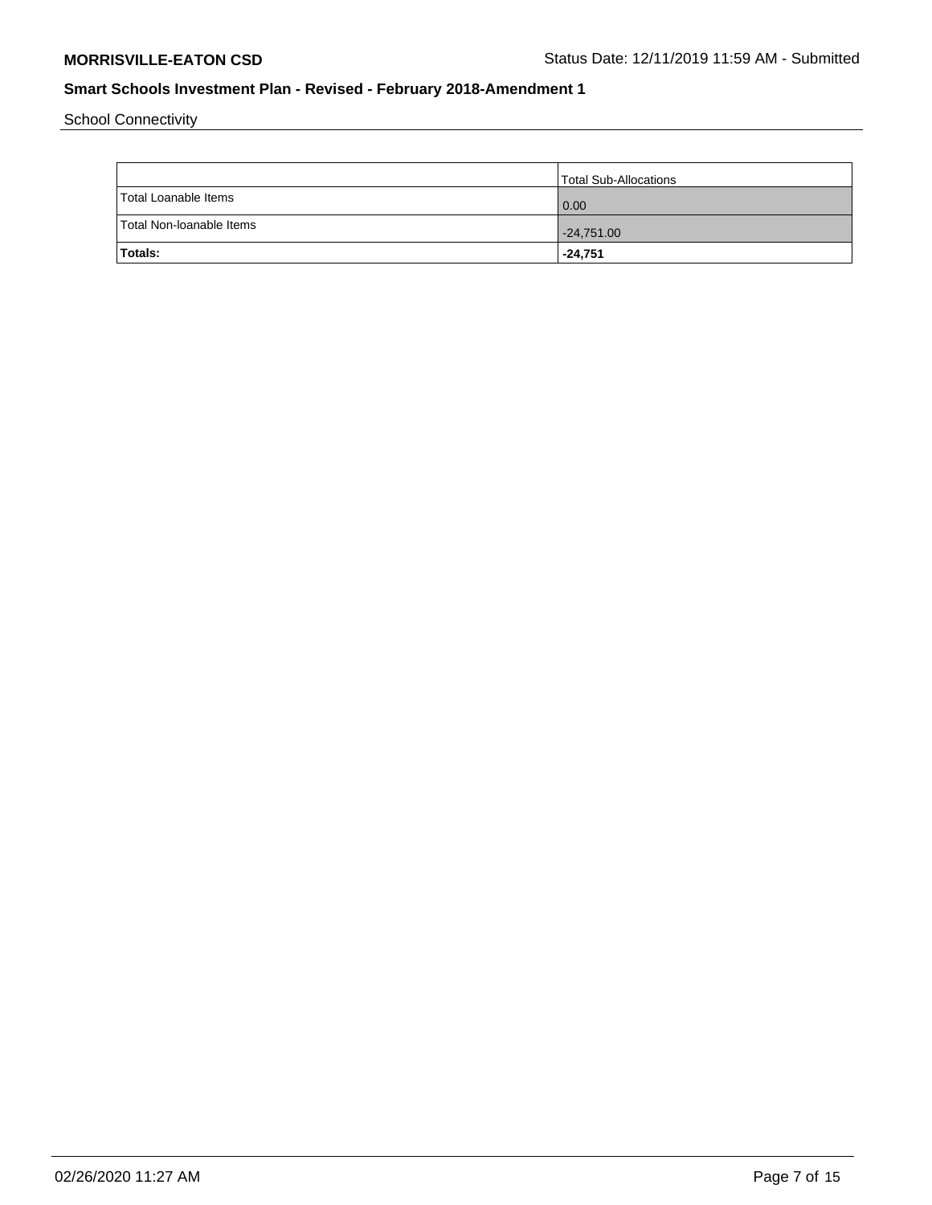School Connectivity

| | Total Sub-Allocations |
|---|---|
| Total Loanable Items | 0.00 |
| Total Non-loanable Items | -24,751.00 |
| **Totals:** | **-24,751** |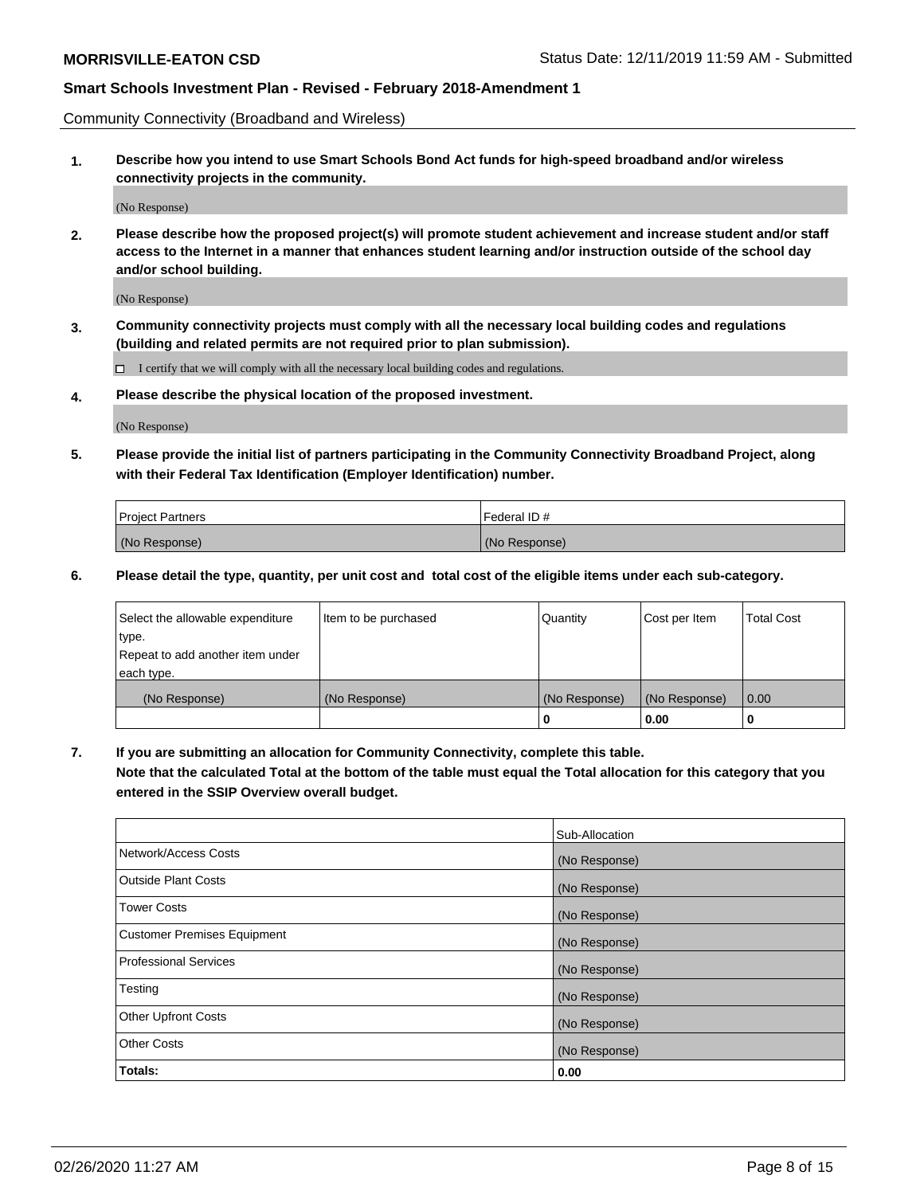Community Connectivity (Broadband and Wireless)

**1. Describe how you intend to use Smart Schools Bond Act funds for high-speed broadband and/or wireless connectivity projects in the community.**

(No Response)

**2. Please describe how the proposed project(s) will promote student achievement and increase student and/or staff access to the Internet in a manner that enhances student learning and/or instruction outside of the school day and/or school building.**

(No Response)

**3. Community connectivity projects must comply with all the necessary local building codes and regulations (building and related permits are not required prior to plan submission).**

☐ I certify that we will comply with all the necessary local building codes and regulations.

**4. Please describe the physical location of the proposed investment.**

(No Response)

**5. Please provide the initial list of partners participating in the Community Connectivity Broadband Project, along with their Federal Tax Identification (Employer Identification) number.**

| Project Partners | Federal ID # |
|---|---|
| (No Response) | (No Response) |

**6. Please detail the type, quantity, per unit cost and total cost of the eligible items under each sub-category.**

| Select the allowable expenditure type. Repeat to add another item under each type. | Item to be purchased | Quantity | Cost per Item | Total Cost |
|---|---|---|---|---|
| (No Response) | (No Response) | (No Response) | (No Response) | 0.00 |
| | | 0 | 0.00 | 0 |

**7. If you are submitting an allocation for Community Connectivity, complete this table. Note that the calculated Total at the bottom of the table must equal the Total allocation for this category that you entered in the SSIP Overview overall budget.**

| | Sub-Allocation |
|---|---|
| Network/Access Costs | (No Response) |
| Outside Plant Costs | (No Response) |
| Tower Costs | (No Response) |
| Customer Premises Equipment | (No Response) |
| Professional Services | (No Response) |
| Testing | (No Response) |
| Other Upfront Costs | (No Response) |
| Other Costs | (No Response) |
| **Totals:** | **0.00** |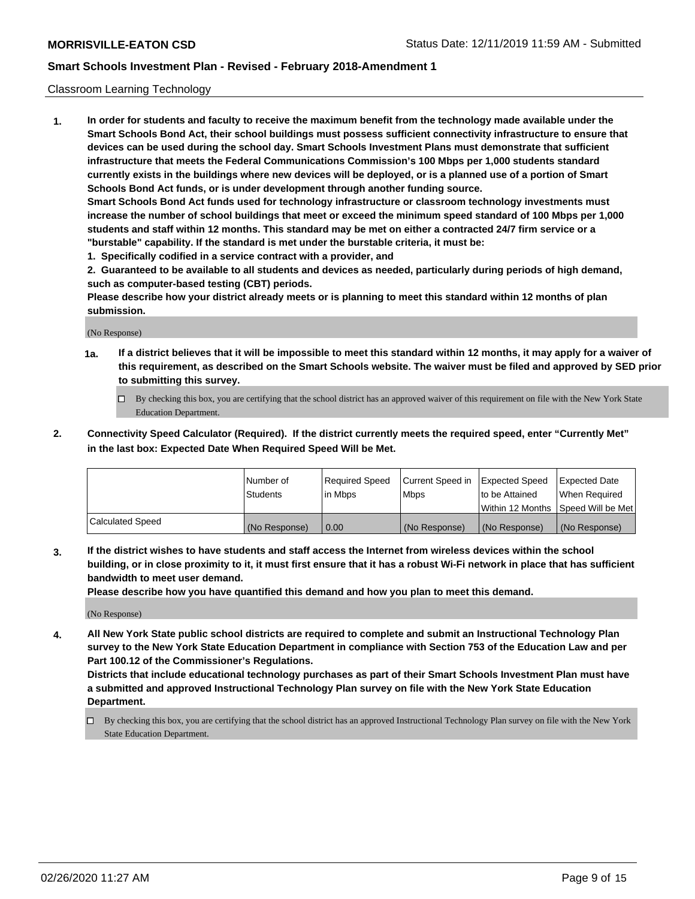Classroom Learning Technology

**1. In order for students and faculty to receive the maximum benefit from the technology made available under the Smart Schools Bond Act, their school buildings must possess sufficient connectivity infrastructure to ensure that devices can be used during the school day. Smart Schools Investment Plans must demonstrate that sufficient infrastructure that meets the Federal Communications Commission's 100 Mbps per 1,000 students standard currently exists in the buildings where new devices will be deployed, or is a planned use of a portion of Smart Schools Bond Act funds, or is under development through another funding source.**

**Smart Schools Bond Act funds used for technology infrastructure or classroom technology investments must increase the number of school buildings that meet or exceed the minimum speed standard of 100 Mbps per 1,000 students and staff within 12 months. This standard may be met on either a contracted 24/7 firm service or a "burstable" capability. If the standard is met under the burstable criteria, it must be:**

**1. Specifically codified in a service contract with a provider, and**

**2. Guaranteed to be available to all students and devices as needed, particularly during periods of high demand, such as computer-based testing (CBT) periods.**

**Please describe how your district already meets or is planning to meet this standard within 12 months of plan submission.**

(No Response)

**1a. If a district believes that it will be impossible to meet this standard within 12 months, it may apply for a waiver of this requirement, as described on the Smart Schools website. The waiver must be filed and approved by SED prior to submitting this survey.**

☐ By checking this box, you are certifying that the school district has an approved waiver of this requirement on file with the New York State Education Department.

**2. Connectivity Speed Calculator (Required). If the district currently meets the required speed, enter "Currently Met" in the last box: Expected Date When Required Speed Will be Met.**

| | Number of Students | Required Speed in Mbps | Current Speed in Mbps | Expected Speed to be Attained Within 12 Months | Expected Date When Required Speed Will be Met |
|---|---|---|---|---|---|
| Calculated Speed | (No Response) | 0.00 | (No Response) | (No Response) | (No Response) |

**3. If the district wishes to have students and staff access the Internet from wireless devices within the school building, or in close proximity to it, it must first ensure that it has a robust Wi-Fi network in place that has sufficient bandwidth to meet user demand.**

**Please describe how you have quantified this demand and how you plan to meet this demand.**

(No Response)

**4. All New York State public school districts are required to complete and submit an Instructional Technology Plan survey to the New York State Education Department in compliance with Section 753 of the Education Law and per Part 100.12 of the Commissioner's Regulations.**

**Districts that include educational technology purchases as part of their Smart Schools Investment Plan must have a submitted and approved Instructional Technology Plan survey on file with the New York State Education Department.**

☐ By checking this box, you are certifying that the school district has an approved Instructional Technology Plan survey on file with the New York State Education Department.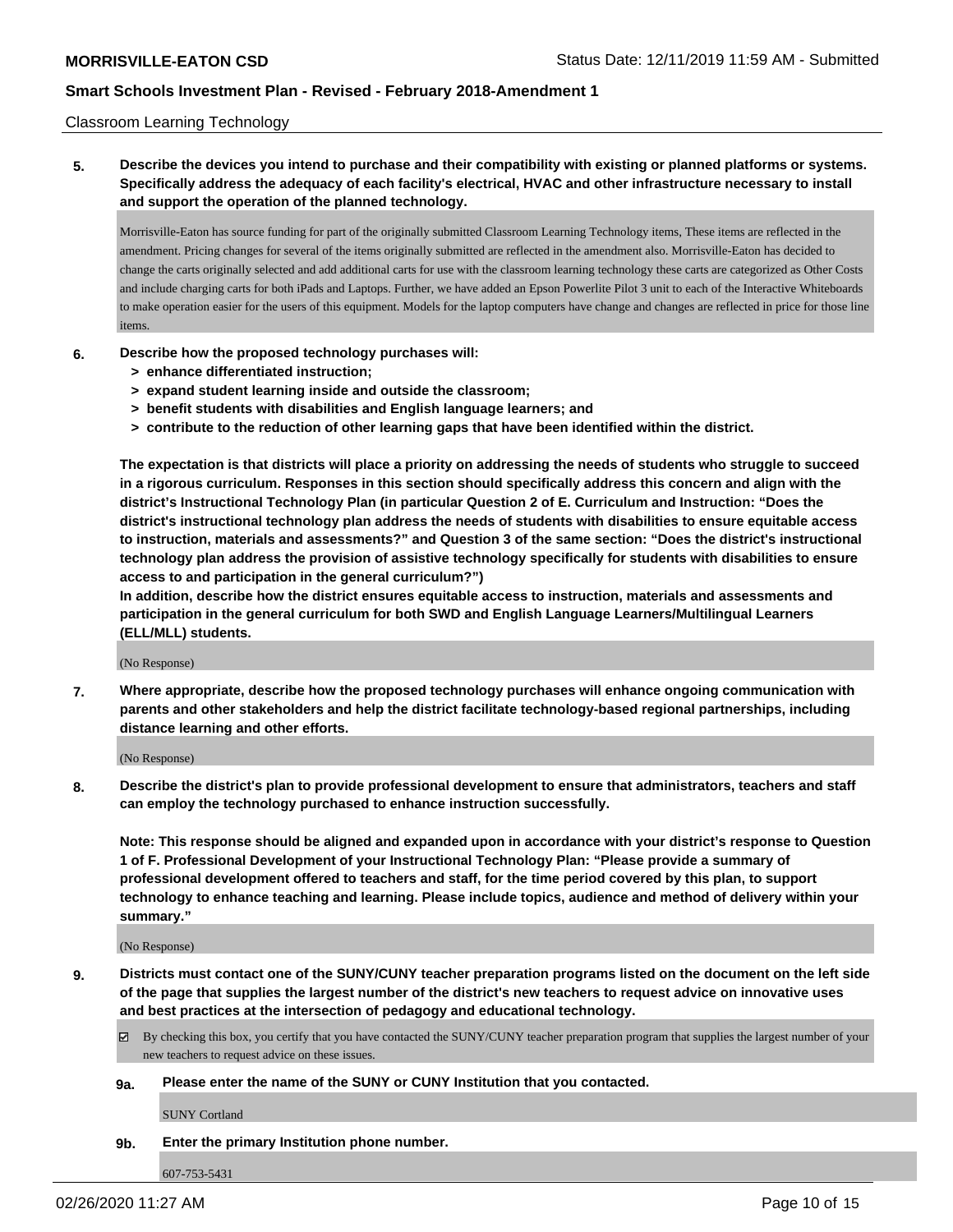## Classroom Learning Technology

**5. Describe the devices you intend to purchase and their compatibility with existing or planned platforms or systems. Specifically address the adequacy of each facility's electrical, HVAC and other infrastructure necessary to install and support the operation of the planned technology.**

Morrisville-Eaton has source funding for part of the originally submitted Classroom Learning Technology items, These items are reflected in the amendment. Pricing changes for several of the items originally submitted are reflected in the amendment also. Morrisville-Eaton has decided to change the carts originally selected and add additional carts for use with the classroom learning technology these carts are categorized as Other Costs and include charging carts for both iPads and Laptops. Further, we have added an Epson Powerlite Pilot 3 unit to each of the Interactive Whiteboards to make operation easier for the users of this equipment. Models for the laptop computers have change and changes are reflected in price for those line items.

**6. Describe how the proposed technology purchases will:**
- **> enhance differentiated instruction;**
- **> expand student learning inside and outside the classroom;**
- **> benefit students with disabilities and English language learners; and**
- **> contribute to the reduction of other learning gaps that have been identified within the district.**

**The expectation is that districts will place a priority on addressing the needs of students who struggle to succeed in a rigorous curriculum. Responses in this section should specifically address this concern and align with the district's Instructional Technology Plan (in particular Question 2 of E. Curriculum and Instruction: "Does the district's instructional technology plan address the needs of students with disabilities to ensure equitable access to instruction, materials and assessments?" and Question 3 of the same section: "Does the district's instructional technology plan address the provision of assistive technology specifically for students with disabilities to ensure access to and participation in the general curriculum?")**
**In addition, describe how the district ensures equitable access to instruction, materials and assessments and participation in the general curriculum for both SWD and English Language Learners/Multilingual Learners (ELL/MLL) students.**

(No Response)

**7. Where appropriate, describe how the proposed technology purchases will enhance ongoing communication with parents and other stakeholders and help the district facilitate technology-based regional partnerships, including distance learning and other efforts.**

(No Response)

**8. Describe the district's plan to provide professional development to ensure that administrators, teachers and staff can employ the technology purchased to enhance instruction successfully.**

**Note: This response should be aligned and expanded upon in accordance with your district's response to Question 1 of F. Professional Development of your Instructional Technology Plan: "Please provide a summary of professional development offered to teachers and staff, for the time period covered by this plan, to support technology to enhance teaching and learning. Please include topics, audience and method of delivery within your summary."**

(No Response)

**9. Districts must contact one of the SUNY/CUNY teacher preparation programs listed on the document on the left side of the page that supplies the largest number of the district's new teachers to request advice on innovative uses and best practices at the intersection of pedagogy and educational technology.**

☑ By checking this box, you certify that you have contacted the SUNY/CUNY teacher preparation program that supplies the largest number of your new teachers to request advice on these issues.

**9a. Please enter the name of the SUNY or CUNY Institution that you contacted.**

SUNY Cortland

**9b. Enter the primary Institution phone number.**

607-753-5431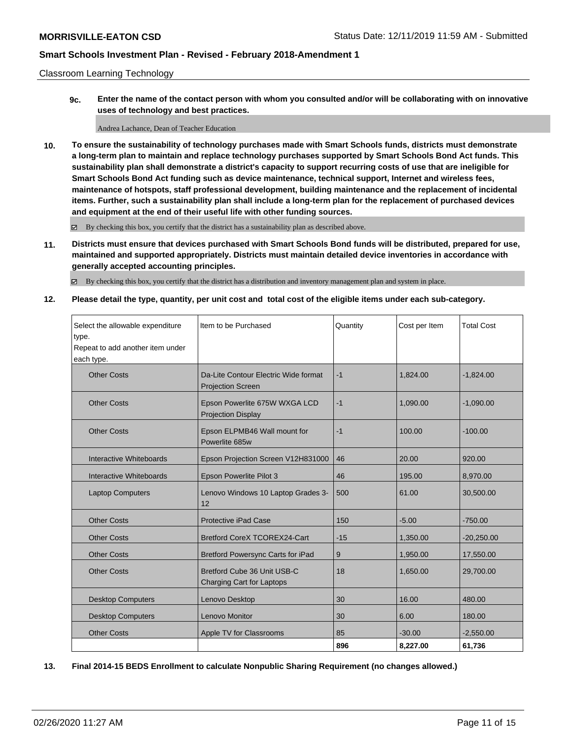Classroom Learning Technology

**9c. Enter the name of the contact person with whom you consulted and/or will be collaborating with on innovative uses of technology and best practices.**

Andrea Lachance, Dean of Teacher Education

**10. To ensure the sustainability of technology purchases made with Smart Schools funds, districts must demonstrate a long-term plan to maintain and replace technology purchases supported by Smart Schools Bond Act funds. This sustainability plan shall demonstrate a district's capacity to support recurring costs of use that are ineligible for Smart Schools Bond Act funding such as device maintenance, technical support, Internet and wireless fees, maintenance of hotspots, staff professional development, building maintenance and the replacement of incidental items. Further, such a sustainability plan shall include a long-term plan for the replacement of purchased devices and equipment at the end of their useful life with other funding sources.**

☑ By checking this box, you certify that the district has a sustainability plan as described above.

**11. Districts must ensure that devices purchased with Smart Schools Bond funds will be distributed, prepared for use, maintained and supported appropriately. Districts must maintain detailed device inventories in accordance with generally accepted accounting principles.**

☑ By checking this box, you certify that the district has a distribution and inventory management plan and system in place.

**12. Please detail the type, quantity, per unit cost and total cost of the eligible items under each sub-category.**

| Select the allowable expenditure type. Repeat to add another item under each type. | Item to be Purchased | Quantity | Cost per Item | Total Cost |
|---|---|---|---|---|
| Other Costs | Da-Lite Contour Electric Wide format Projection Screen | -1 | 1,824.00 | -1,824.00 |
| Other Costs | Epson Powerlite 675W WXGA LCD Projection Display | -1 | 1,090.00 | -1,090.00 |
| Other Costs | Epson ELPMB46 Wall mount for Powerlite 685w | -1 | 100.00 | -100.00 |
| Interactive Whiteboards | Epson Projection Screen V12H831000 | 46 | 20.00 | 920.00 |
| Interactive Whiteboards | Epson Powerlite Pilot 3 | 46 | 195.00 | 8,970.00 |
| Laptop Computers | Lenovo Windows 10 Laptop Grades 3-12 | 500 | 61.00 | 30,500.00 |
| Other Costs | Protective iPad Case | 150 | -5.00 | -750.00 |
| Other Costs | Bretford CoreX TCOREX24-Cart | -15 | 1,350.00 | -20,250.00 |
| Other Costs | Bretford Powersync Carts for iPad | 9 | 1,950.00 | 17,550.00 |
| Other Costs | Bretford Cube 36 Unit USB-C Charging Cart for Laptops | 18 | 1,650.00 | 29,700.00 |
| Desktop Computers | Lenovo Desktop | 30 | 16.00 | 480.00 |
| Desktop Computers | Lenovo Monitor | 30 | 6.00 | 180.00 |
| Other Costs | Apple TV for Classrooms | 85 | -30.00 | -2,550.00 |
| | | **896** | **8,227.00** | **61,736** |

**13. Final 2014-15 BEDS Enrollment to calculate Nonpublic Sharing Requirement (no changes allowed.)**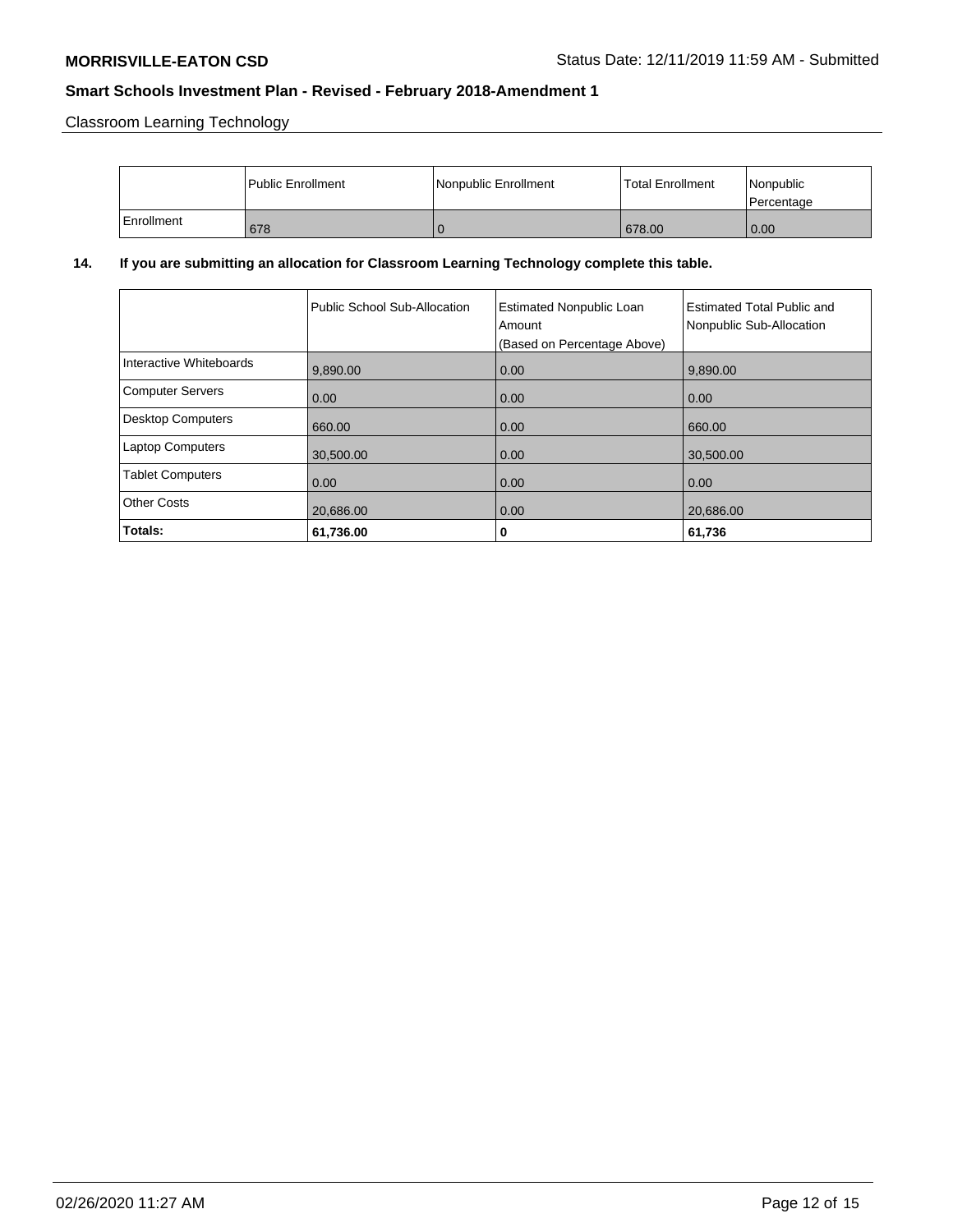Classroom Learning Technology

|  | Public Enrollment | Nonpublic Enrollment | Total Enrollment | Nonpublic Percentage |
| --- | --- | --- | --- | --- |
| Enrollment | 678 | 0 | 678.00 | 0.00 |

**14. If you are submitting an allocation for Classroom Learning Technology complete this table.**

|  | Public School Sub-Allocation | Estimated Nonpublic Loan Amount (Based on Percentage Above) | Estimated Total Public and Nonpublic Sub-Allocation |
| --- | --- | --- | --- |
| Interactive Whiteboards | 9,890.00 | 0.00 | 9,890.00 |
| Computer Servers | 0.00 | 0.00 | 0.00 |
| Desktop Computers | 660.00 | 0.00 | 660.00 |
| Laptop Computers | 30,500.00 | 0.00 | 30,500.00 |
| Tablet Computers | 0.00 | 0.00 | 0.00 |
| Other Costs | 20,686.00 | 0.00 | 20,686.00 |
| **Totals:** | **61,736.00** | **0** | **61,736** |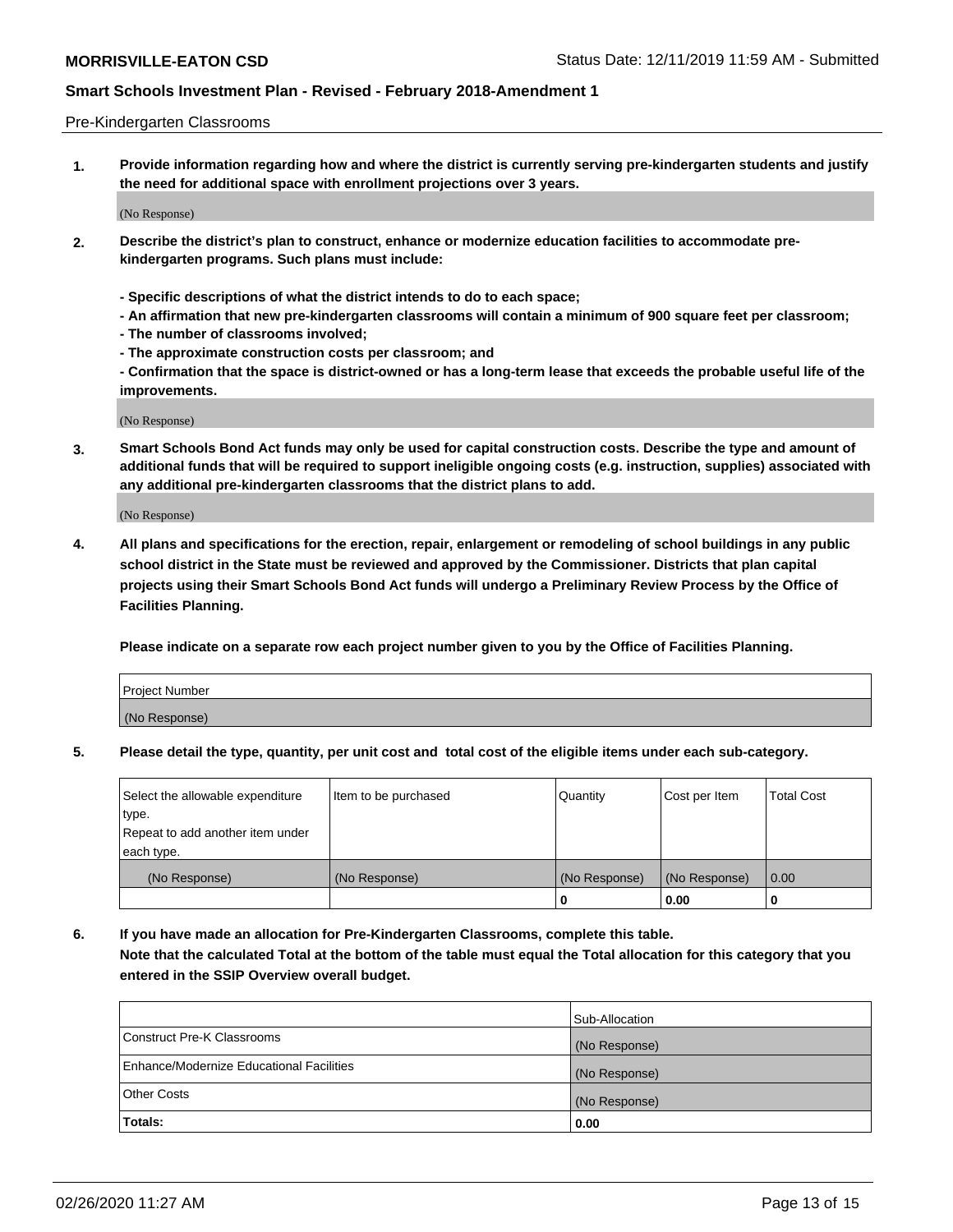Pre-Kindergarten Classrooms

**1. Provide information regarding how and where the district is currently serving pre-kindergarten students and justify the need for additional space with enrollment projections over 3 years.**

(No Response)

**2. Describe the district's plan to construct, enhance or modernize education facilities to accommodate pre-kindergarten programs. Such plans must include:**

**- Specific descriptions of what the district intends to do to each space;**
**- An affirmation that new pre-kindergarten classrooms will contain a minimum of 900 square feet per classroom;**
**- The number of classrooms involved;**
**- The approximate construction costs per classroom; and**
**- Confirmation that the space is district-owned or has a long-term lease that exceeds the probable useful life of the improvements.**

(No Response)

**3. Smart Schools Bond Act funds may only be used for capital construction costs. Describe the type and amount of additional funds that will be required to support ineligible ongoing costs (e.g. instruction, supplies) associated with any additional pre-kindergarten classrooms that the district plans to add.**

(No Response)

**4. All plans and specifications for the erection, repair, enlargement or remodeling of school buildings in any public school district in the State must be reviewed and approved by the Commissioner. Districts that plan capital projects using their Smart Schools Bond Act funds will undergo a Preliminary Review Process by the Office of Facilities Planning.**

**Please indicate on a separate row each project number given to you by the Office of Facilities Planning.**

| Project Number |
|---|
| (No Response) |

**5. Please detail the type, quantity, per unit cost and total cost of the eligible items under each sub-category.**

| Select the allowable expenditure type. Repeat to add another item under each type. | Item to be purchased | Quantity | Cost per Item | Total Cost |
|---|---|---|---|---|
| (No Response) | (No Response) | (No Response) | (No Response) | 0.00 |
| | | 0 | 0.00 | 0 |

**6. If you have made an allocation for Pre-Kindergarten Classrooms, complete this table. Note that the calculated Total at the bottom of the table must equal the Total allocation for this category that you entered in the SSIP Overview overall budget.**

| | Sub-Allocation |
|---|---|
| Construct Pre-K Classrooms | (No Response) |
| Enhance/Modernize Educational Facilities | (No Response) |
| Other Costs | (No Response) |
| **Totals:** | **0.00** |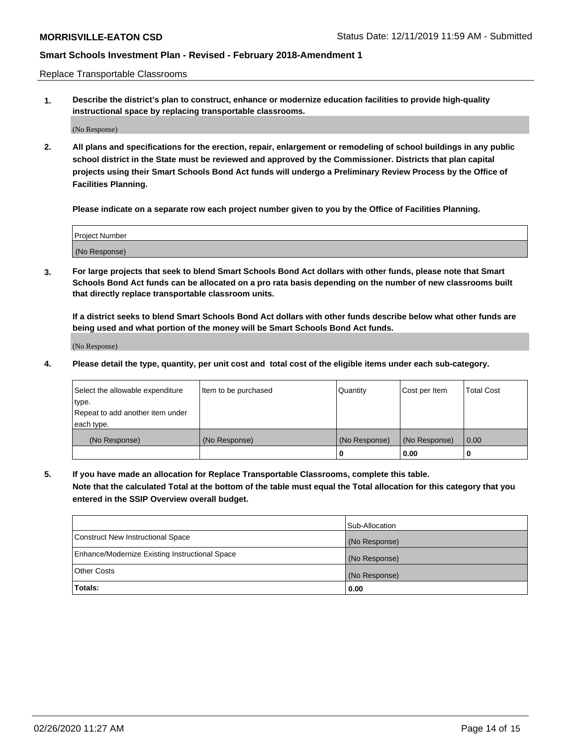Replace Transportable Classrooms

**1. Describe the district's plan to construct, enhance or modernize education facilities to provide high-quality instructional space by replacing transportable classrooms.**

(No Response)

**2. All plans and specifications for the erection, repair, enlargement or remodeling of school buildings in any public school district in the State must be reviewed and approved by the Commissioner. Districts that plan capital projects using their Smart Schools Bond Act funds will undergo a Preliminary Review Process by the Office of Facilities Planning.**

**Please indicate on a separate row each project number given to you by the Office of Facilities Planning.**

| Project Number |
| --- |
| (No Response) |

**3. For large projects that seek to blend Smart Schools Bond Act dollars with other funds, please note that Smart Schools Bond Act funds can be allocated on a pro rata basis depending on the number of new classrooms built that directly replace transportable classroom units.**

**If a district seeks to blend Smart Schools Bond Act dollars with other funds describe below what other funds are being used and what portion of the money will be Smart Schools Bond Act funds.**

(No Response)

**4. Please detail the type, quantity, per unit cost and total cost of the eligible items under each sub-category.**

| Select the allowable expenditure type. Repeat to add another item under each type. | Item to be purchased | Quantity | Cost per Item | Total Cost |
| --- | --- | --- | --- | --- |
| (No Response) | (No Response) | (No Response) | (No Response) | 0.00 |
| | | **0** | **0.00** | **0** |

**5. If you have made an allocation for Replace Transportable Classrooms, complete this table. Note that the calculated Total at the bottom of the table must equal the Total allocation for this category that you entered in the SSIP Overview overall budget.**

| | Sub-Allocation |
| --- | --- |
| Construct New Instructional Space | (No Response) |
| Enhance/Modernize Existing Instructional Space | (No Response) |
| Other Costs | (No Response) |
| **Totals:** | **0.00** |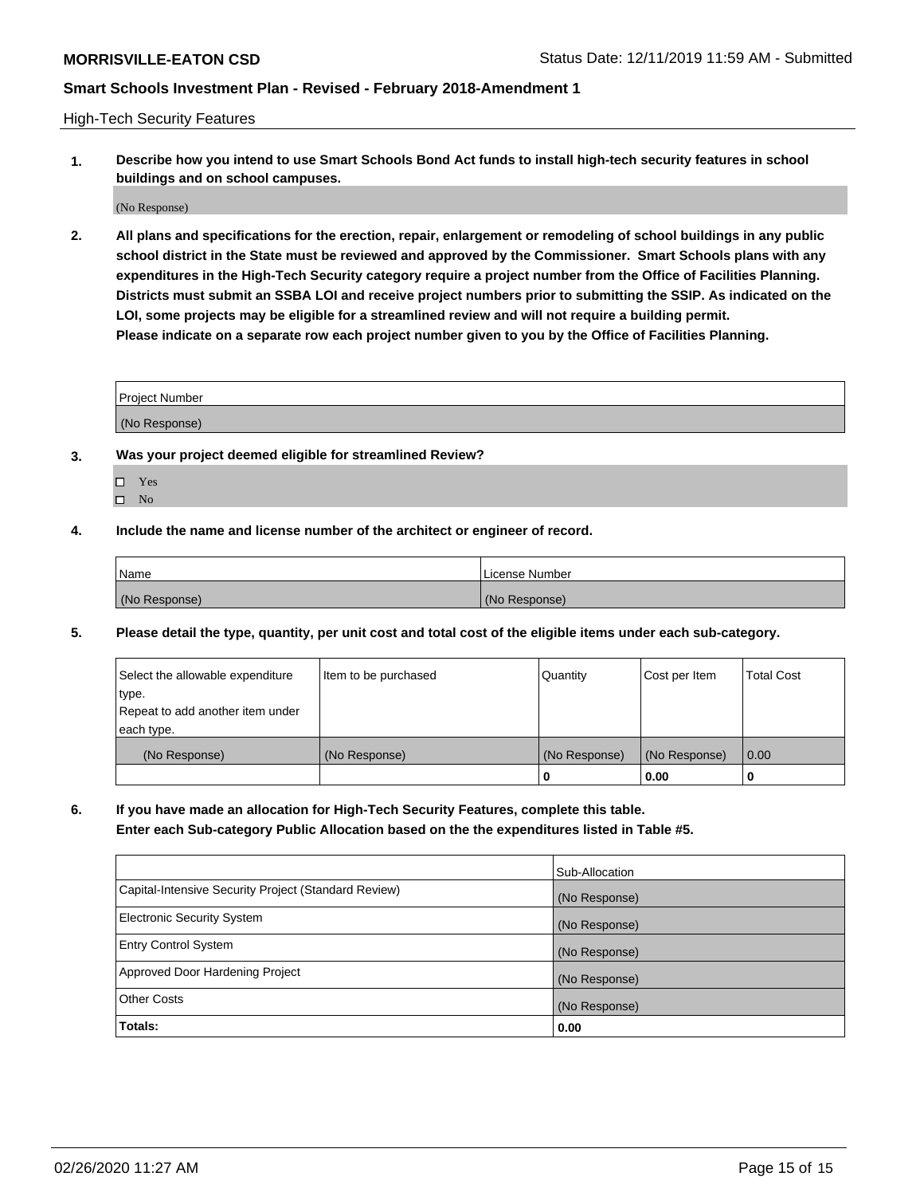High-Tech Security Features

**1. Describe how you intend to use Smart Schools Bond Act funds to install high-tech security features in school buildings and on school campuses.**

(No Response)

**2. All plans and specifications for the erection, repair, enlargement or remodeling of school buildings in any public school district in the State must be reviewed and approved by the Commissioner. Smart Schools plans with any expenditures in the High-Tech Security category require a project number from the Office of Facilities Planning. Districts must submit an SSBA LOI and receive project numbers prior to submitting the SSIP. As indicated on the LOI, some projects may be eligible for a streamlined review and will not require a building permit. Please indicate on a separate row each project number given to you by the Office of Facilities Planning.**

| Project Number |
| --- |
| (No Response) |

**3. Was your project deemed eligible for streamlined Review?**

- ☐ Yes
- ☐ No

**4. Include the name and license number of the architect or engineer of record.**

| Name | License Number |
| --- | --- |
| (No Response) | (No Response) |

**5. Please detail the type, quantity, per unit cost and total cost of the eligible items under each sub-category.**

| Select the allowable expenditure type. Repeat to add another item under each type. | Item to be purchased | Quantity | Cost per Item | Total Cost |
| --- | --- | --- | --- | --- |
| (No Response) | (No Response) | (No Response) | (No Response) | 0.00 |
| | | 0 | 0.00 | 0 |

**6. If you have made an allocation for High-Tech Security Features, complete this table. Enter each Sub-category Public Allocation based on the the expenditures listed in Table #5.**

| | Sub-Allocation |
| --- | --- |
| Capital-Intensive Security Project (Standard Review) | (No Response) |
| Electronic Security System | (No Response) |
| Entry Control System | (No Response) |
| Approved Door Hardening Project | (No Response) |
| Other Costs | (No Response) |
| **Totals:** | **0.00** |